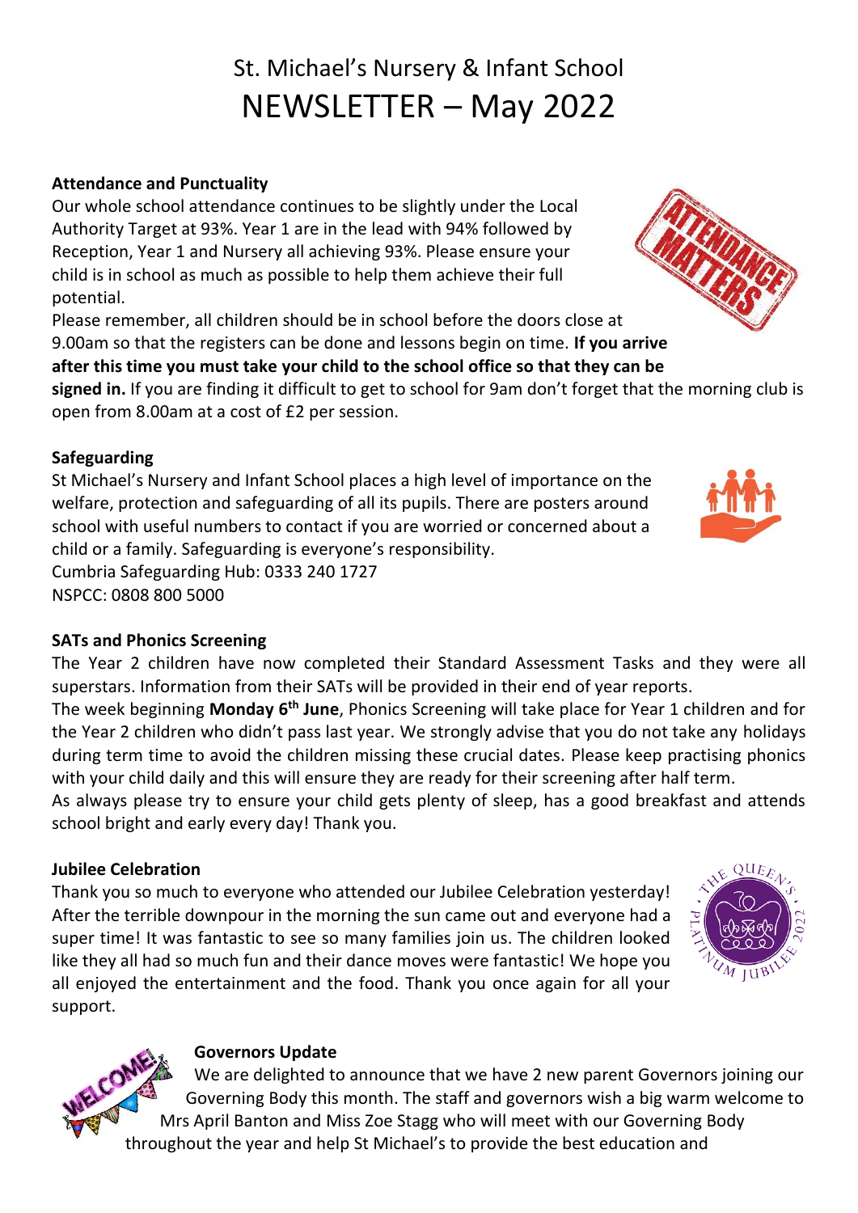# St. Michael's Nursery & Infant School
# NEWSLETTER – May 2022

**Attendance and Punctuality**

Our whole school attendance continues to be slightly under the Local Authority Target at 93%. Year 1 are in the lead with 94% followed by Reception, Year 1 and Nursery all achieving 93%. Please ensure your child is in school as much as possible to help them achieve their full potential.

Please remember, all children should be in school before the doors close at 9.00am so that the registers can be done and lessons begin on time. **If you arrive after this time you must take your child to the school office so that they can be signed in.** If you are finding it difficult to get to school for 9am don't forget that the morning club is open from 8.00am at a cost of £2 per session.

**Safeguarding**

St Michael's Nursery and Infant School places a high level of importance on the welfare, protection and safeguarding of all its pupils. There are posters around school with useful numbers to contact if you are worried or concerned about a child or a family. Safeguarding is everyone's responsibility.

Cumbria Safeguarding Hub: 0333 240 1727

NSPCC: 0808 800 5000

**SATs and Phonics Screening**

The Year 2 children have now completed their Standard Assessment Tasks and they were all superstars. Information from their SATs will be provided in their end of year reports.

The week beginning **Monday 6th June**, Phonics Screening will take place for Year 1 children and for the Year 2 children who didn't pass last year. We strongly advise that you do not take any holidays during term time to avoid the children missing these crucial dates. Please keep practising phonics with your child daily and this will ensure they are ready for their screening after half term.

As always please try to ensure your child gets plenty of sleep, has a good breakfast and attends school bright and early every day! Thank you.

**Jubilee Celebration**

Thank you so much to everyone who attended our Jubilee Celebration yesterday! After the terrible downpour in the morning the sun came out and everyone had a super time! It was fantastic to see so many families join us. The children looked like they all had so much fun and their dance moves were fantastic! We hope you all enjoyed the entertainment and the food. Thank you once again for all your support.

**Governors Update**

We are delighted to announce that we have 2 new parent Governors joining our Governing Body this month. The staff and governors wish a big warm welcome to Mrs April Banton and Miss Zoe Stagg who will meet with our Governing Body throughout the year and help St Michael's to provide the best education and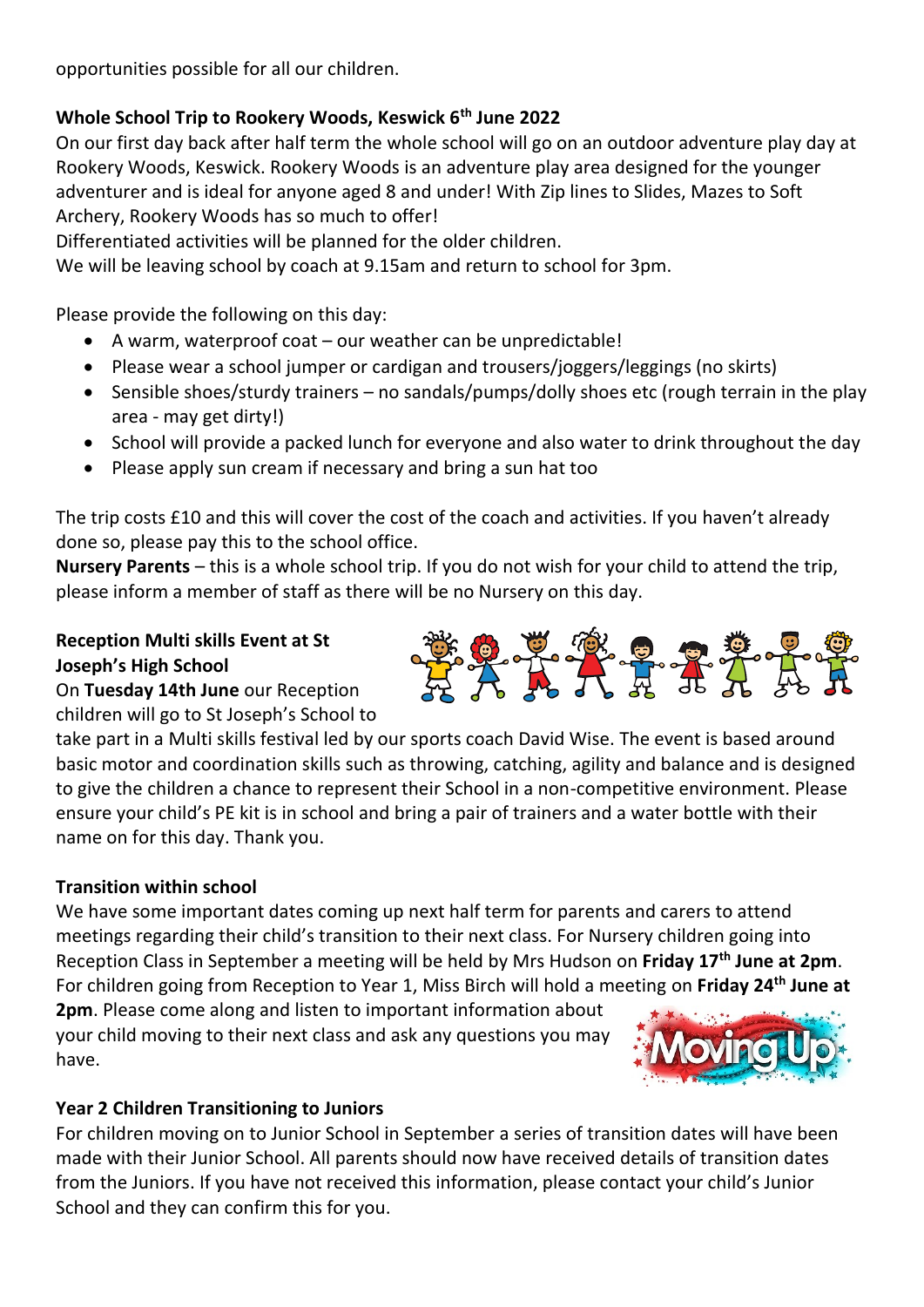opportunities possible for all our children.

**Whole School Trip to Rookery Woods, Keswick 6th June 2022**

On our first day back after half term the whole school will go on an outdoor adventure play day at Rookery Woods, Keswick. Rookery Woods is an adventure play area designed for the younger adventurer and is ideal for anyone aged 8 and under! With Zip lines to Slides, Mazes to Soft Archery, Rookery Woods has so much to offer!

Differentiated activities will be planned for the older children.

We will be leaving school by coach at 9.15am and return to school for 3pm.

Please provide the following on this day:

- A warm, waterproof coat – our weather can be unpredictable!
- Please wear a school jumper or cardigan and trousers/joggers/leggings (no skirts)
- Sensible shoes/sturdy trainers – no sandals/pumps/dolly shoes etc (rough terrain in the play area - may get dirty!)
- School will provide a packed lunch for everyone and also water to drink throughout the day
- Please apply sun cream if necessary and bring a sun hat too

The trip costs £10 and this will cover the cost of the coach and activities. If you haven't already done so, please pay this to the school office.

**Nursery Parents** – this is a whole school trip. If you do not wish for your child to attend the trip, please inform a member of staff as there will be no Nursery on this day.

**Reception Multi skills Event at St Joseph's High School**

On **Tuesday 14th June** our Reception children will go to St Joseph's School to take part in a Multi skills festival led by our sports coach David Wise. The event is based around basic motor and coordination skills such as throwing, catching, agility and balance and is designed to give the children a chance to represent their School in a non-competitive environment. Please ensure your child's PE kit is in school and bring a pair of trainers and a water bottle with their name on for this day. Thank you.

**Transition within school**

We have some important dates coming up next half term for parents and carers to attend meetings regarding their child's transition to their next class. For Nursery children going into Reception Class in September a meeting will be held by Mrs Hudson on **Friday 17th June at 2pm**. For children going from Reception to Year 1, Miss Birch will hold a meeting on **Friday 24th June at 2pm**. Please come along and listen to important information about your child moving to their next class and ask any questions you may have.

**Year 2 Children Transitioning to Juniors**

For children moving on to Junior School in September a series of transition dates will have been made with their Junior School. All parents should now have received details of transition dates from the Juniors. If you have not received this information, please contact your child's Junior School and they can confirm this for you.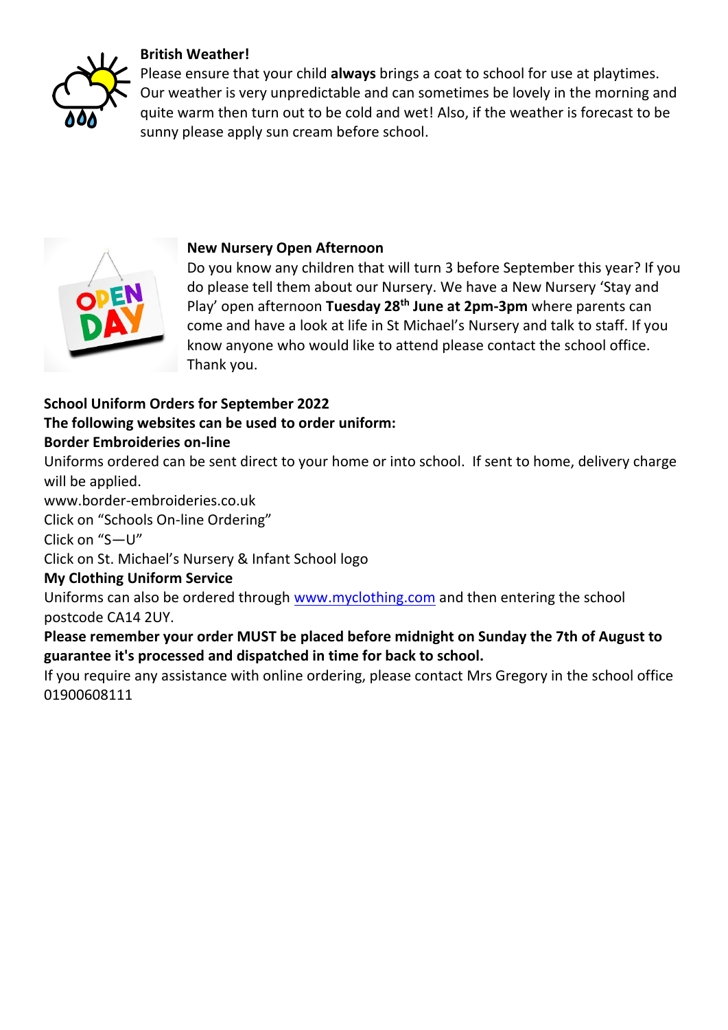**British Weather!**

Please ensure that your child **always** brings a coat to school for use at playtimes. Our weather is very unpredictable and can sometimes be lovely in the morning and quite warm then turn out to be cold and wet! Also, if the weather is forecast to be sunny please apply sun cream before school.

**New Nursery Open Afternoon**

Do you know any children that will turn 3 before September this year? If you do please tell them about our Nursery. We have a New Nursery 'Stay and Play' open afternoon **Tuesday 28th June at 2pm-3pm** where parents can come and have a look at life in St Michael's Nursery and talk to staff. If you know anyone who would like to attend please contact the school office. Thank you.

**School Uniform Orders for September 2022**

**The following websites can be used to order uniform:**

**Border Embroideries on-line**

Uniforms ordered can be sent direct to your home or into school. If sent to home, delivery charge will be applied.

www.border-embroideries.co.uk

Click on "Schools On-line Ordering"

Click on "S—U"

Click on St. Michael's Nursery & Infant School logo

**My Clothing Uniform Service**

Uniforms can also be ordered through www.myclothing.com and then entering the school postcode CA14 2UY.

**Please remember your order MUST be placed before midnight on Sunday the 7th of August to guarantee it's processed and dispatched in time for back to school.**

If you require any assistance with online ordering, please contact Mrs Gregory in the school office 01900608111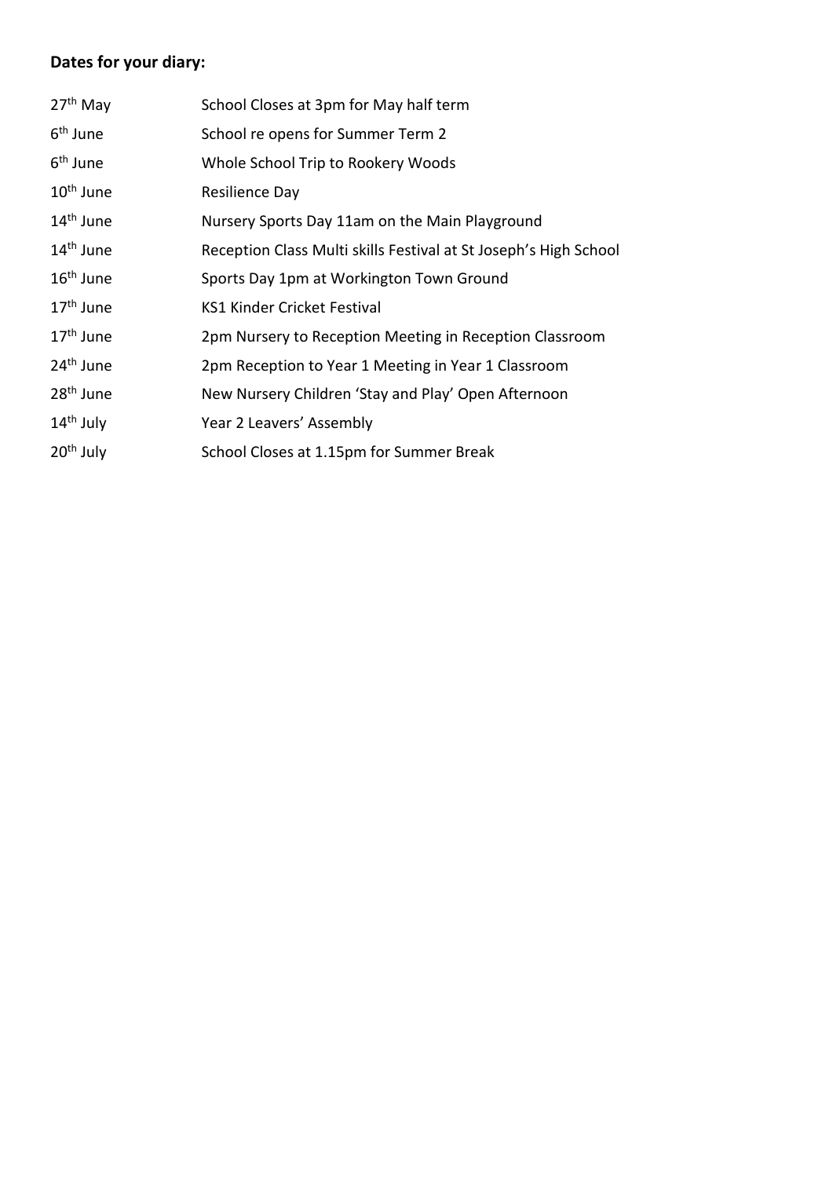**Dates for your diary:**

| | |
|---|---|
| 27th May | School Closes at 3pm for May half term |
| 6th June | School re opens for Summer Term 2 |
| 6th June | Whole School Trip to Rookery Woods |
| 10th June | Resilience Day |
| 14th June | Nursery Sports Day 11am on the Main Playground |
| 14th June | Reception Class Multi skills Festival at St Joseph's High School |
| 16th June | Sports Day 1pm at Workington Town Ground |
| 17th June | KS1 Kinder Cricket Festival |
| 17th June | 2pm Nursery to Reception Meeting in Reception Classroom |
| 24th June | 2pm Reception to Year 1 Meeting in Year 1 Classroom |
| 28th June | New Nursery Children 'Stay and Play' Open Afternoon |
| 14th July | Year 2 Leavers' Assembly |
| 20th July | School Closes at 1.15pm for Summer Break |